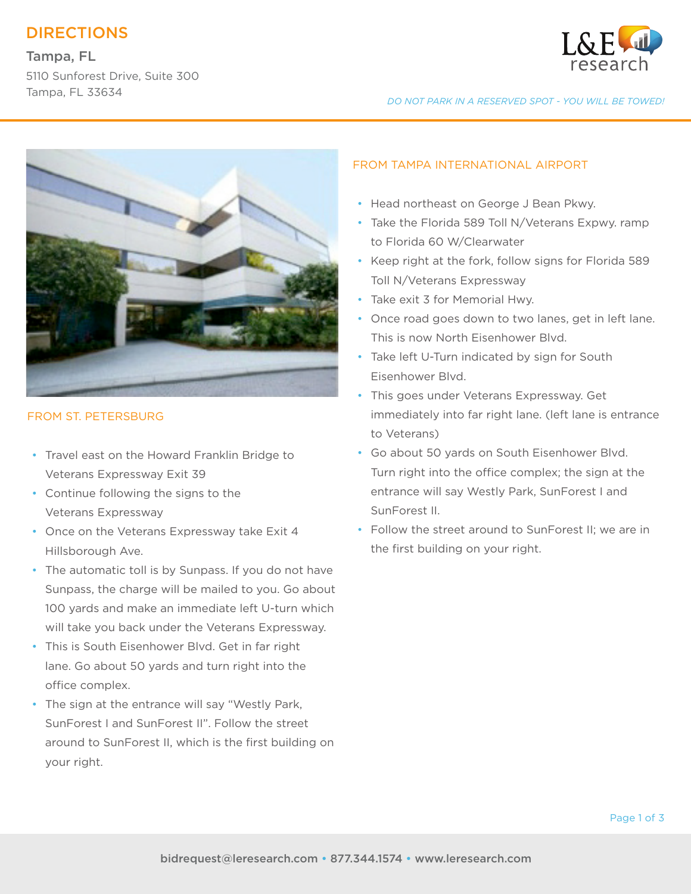# DIRECTIONS

**Tampa, FL**

5110 Sunforest Drive, Suite 300
Tampa, FL 33634

*DO NOT PARK IN A RESERVED SPOT - YOU WILL BE TOWED!*

## FROM ST. PETERSBURG

- Travel east on the Howard Franklin Bridge to Veterans Expressway Exit 39
- Continue following the signs to the Veterans Expressway
- Once on the Veterans Expressway take Exit 4 Hillsborough Ave.
- The automatic toll is by Sunpass. If you do not have Sunpass, the charge will be mailed to you. Go about 100 yards and make an immediate left U-turn which will take you back under the Veterans Expressway.
- This is South Eisenhower Blvd. Get in far right lane. Go about 50 yards and turn right into the office complex.
- The sign at the entrance will say "Westly Park, SunForest I and SunForest II". Follow the street around to SunForest II, which is the first building on your right.

## FROM TAMPA INTERNATIONAL AIRPORT

- Head northeast on George J Bean Pkwy.
- Take the Florida 589 Toll N/Veterans Expwy. ramp to Florida 60 W/Clearwater
- Keep right at the fork, follow signs for Florida 589 Toll N/Veterans Expressway
- Take exit 3 for Memorial Hwy.
- Once road goes down to two lanes, get in left lane. This is now North Eisenhower Blvd.
- Take left U-Turn indicated by sign for South Eisenhower Blvd.
- This goes under Veterans Expressway. Get immediately into far right lane. (left lane is entrance to Veterans)
- Go about 50 yards on South Eisenhower Blvd. Turn right into the office complex; the sign at the entrance will say Westly Park, SunForest I and SunForest II.
- Follow the street around to SunForest II; we are in the first building on your right.

bidrequest@leresearch.com • 877.344.1574 • www.leresearch.com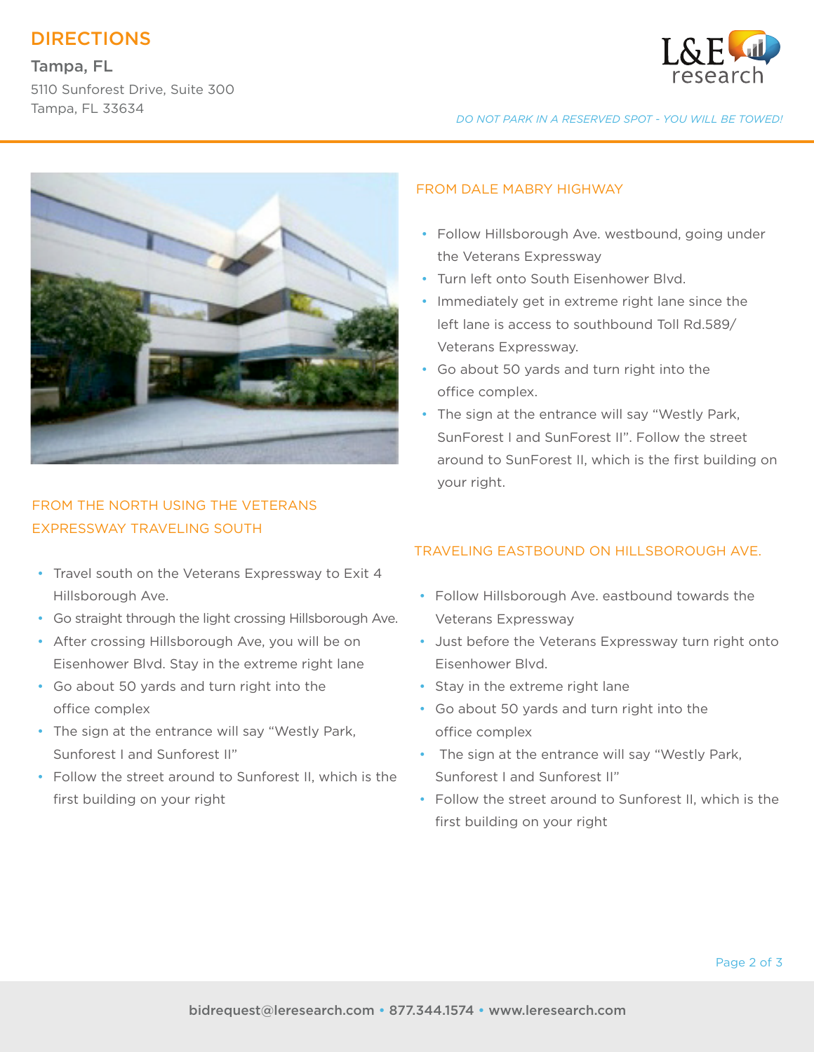# DIRECTIONS

Tampa, FL

5110 Sunforest Drive, Suite 300
Tampa, FL 33634

*DO NOT PARK IN A RESERVED SPOT - YOU WILL BE TOWED!*

## FROM THE NORTH USING THE VETERANS EXPRESSWAY TRAVELING SOUTH

- Travel south on the Veterans Expressway to Exit 4 Hillsborough Ave.
- Go straight through the light crossing Hillsborough Ave.
- After crossing Hillsborough Ave, you will be on Eisenhower Blvd. Stay in the extreme right lane
- Go about 50 yards and turn right into the office complex
- The sign at the entrance will say "Westly Park, Sunforest I and Sunforest II"
- Follow the street around to Sunforest II, which is the first building on your right

## FROM DALE MABRY HIGHWAY

- Follow Hillsborough Ave. westbound, going under the Veterans Expressway
- Turn left onto South Eisenhower Blvd.
- Immediately get in extreme right lane since the left lane is access to southbound Toll Rd.589/ Veterans Expressway.
- Go about 50 yards and turn right into the office complex.
- The sign at the entrance will say "Westly Park, SunForest I and SunForest II". Follow the street around to SunForest II, which is the first building on your right.

## TRAVELING EASTBOUND ON HILLSBOROUGH AVE.

- Follow Hillsborough Ave. eastbound towards the Veterans Expressway
- Just before the Veterans Expressway turn right onto Eisenhower Blvd.
- Stay in the extreme right lane
- Go about 50 yards and turn right into the office complex
- The sign at the entrance will say "Westly Park, Sunforest I and Sunforest II"
- Follow the street around to Sunforest II, which is the first building on your right

bidrequest@leresearch.com • 877.344.1574 • www.leresearch.com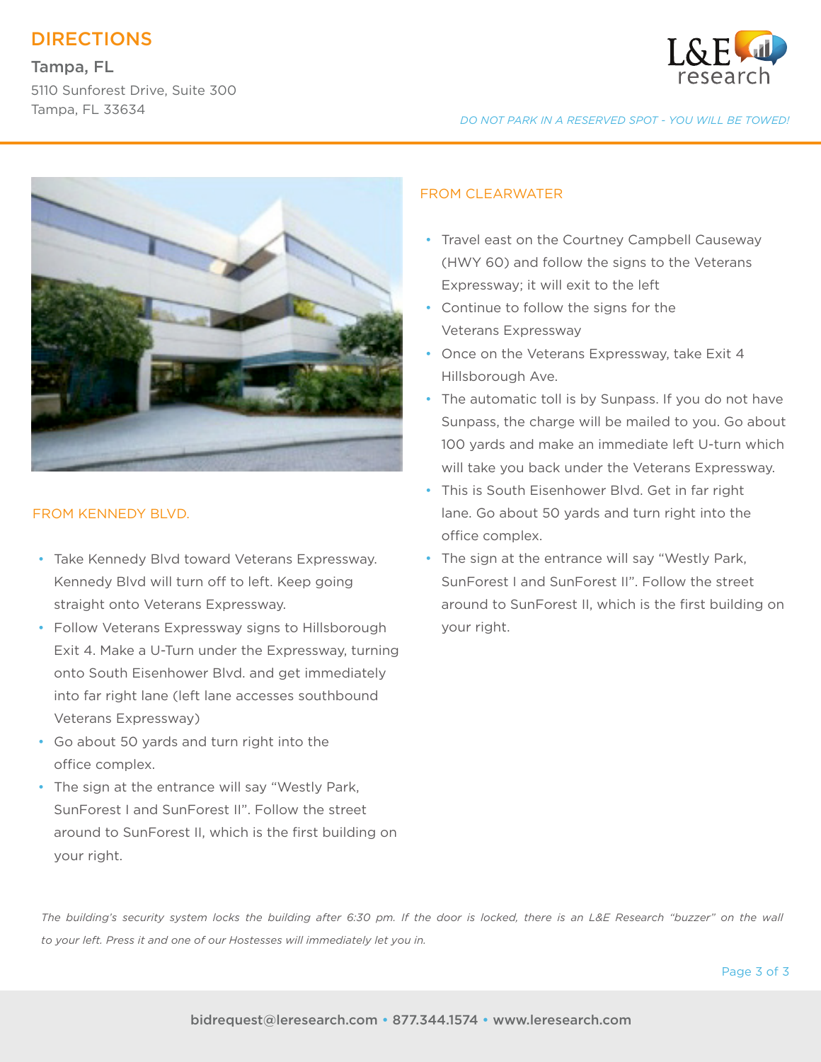# DIRECTIONS

## Tampa, FL

5110 Sunforest Drive, Suite 300
Tampa, FL 33634

*DO NOT PARK IN A RESERVED SPOT - YOU WILL BE TOWED!*

### FROM KENNEDY BLVD.

- Take Kennedy Blvd toward Veterans Expressway. Kennedy Blvd will turn off to left. Keep going straight onto Veterans Expressway.
- Follow Veterans Expressway signs to Hillsborough Exit 4. Make a U-Turn under the Expressway, turning onto South Eisenhower Blvd. and get immediately into far right lane (left lane accesses southbound Veterans Expressway)
- Go about 50 yards and turn right into the office complex.
- The sign at the entrance will say “Westly Park, SunForest I and SunForest II”. Follow the street around to SunForest II, which is the first building on your right.

### FROM CLEARWATER

- Travel east on the Courtney Campbell Causeway (HWY 60) and follow the signs to the Veterans Expressway; it will exit to the left
- Continue to follow the signs for the Veterans Expressway
- Once on the Veterans Expressway, take Exit 4 Hillsborough Ave.
- The automatic toll is by Sunpass. If you do not have Sunpass, the charge will be mailed to you. Go about 100 yards and make an immediate left U-turn which will take you back under the Veterans Expressway.
- This is South Eisenhower Blvd. Get in far right lane. Go about 50 yards and turn right into the office complex.
- The sign at the entrance will say “Westly Park, SunForest I and SunForest II”. Follow the street around to SunForest II, which is the first building on your right.

*The building’s security system locks the building after 6:30 pm. If the door is locked, there is an L&E Research “buzzer” on the wall to your left. Press it and one of our Hostesses will immediately let you in.*

bidrequest@leresearch.com • 877.344.1574 • www.leresearch.com